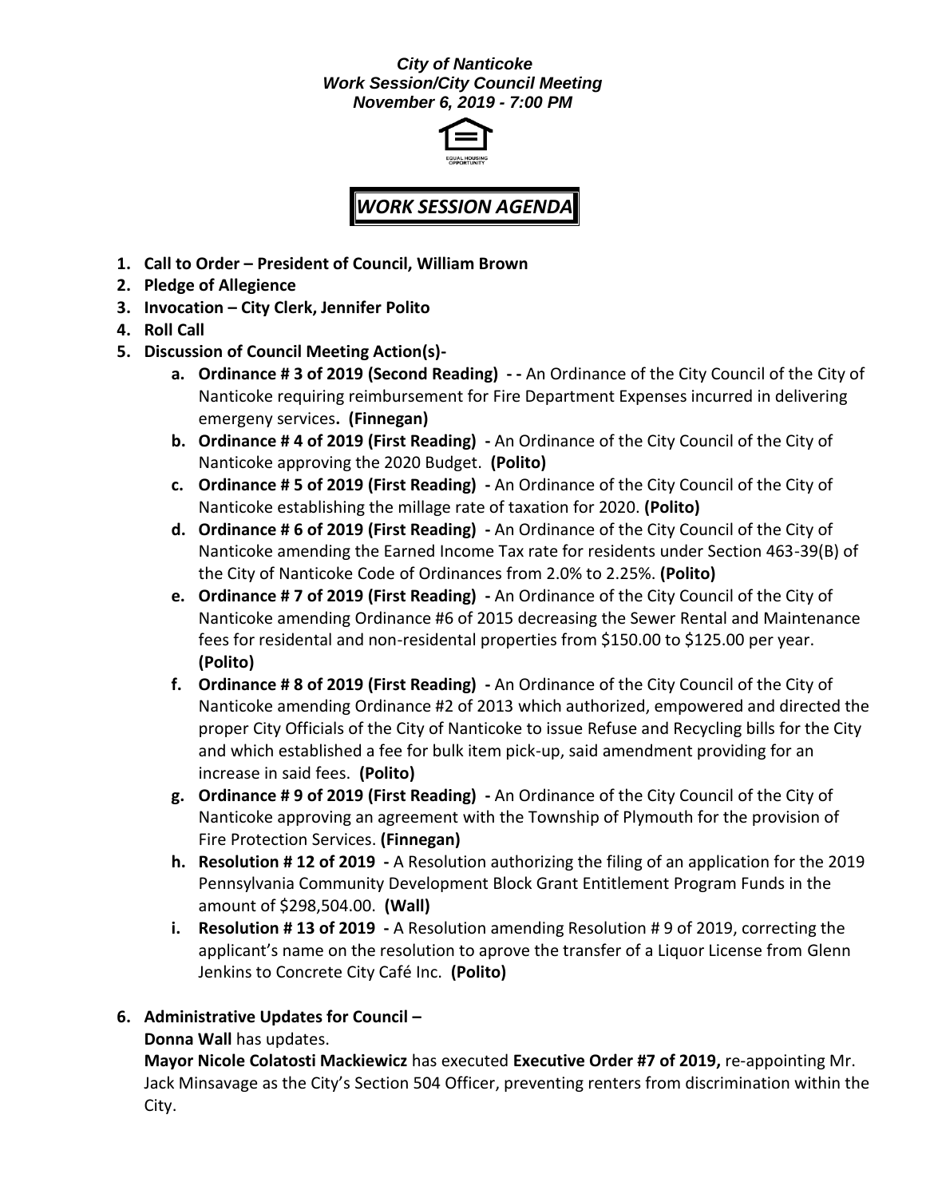***City of Nanticoke***
***Work Session/City Council Meeting***
***November 6, 2019 - 7:00 PM***

EQUAL HOUSING OPPORTUNITY

# *WORK SESSION AGENDA*

1. **Call to Order – President of Council, William Brown**
2. **Pledge of Allegience**
3. **Invocation – City Clerk, Jennifer Polito**
4. **Roll Call**
5. **Discussion of Council Meeting Action(s)-**
   a. **Ordinance # 3 of 2019 (Second Reading) - -** An Ordinance of the City Council of the City of Nanticoke requiring reimbursement for Fire Department Expenses incurred in delivering emergeny services**. (Finnegan)**
   b. **Ordinance # 4 of 2019 (First Reading) -** An Ordinance of the City Council of the City of Nanticoke approving the 2020 Budget. **(Polito)**
   c. **Ordinance # 5 of 2019 (First Reading) -** An Ordinance of the City Council of the City of Nanticoke establishing the millage rate of taxation for 2020. **(Polito)**
   d. **Ordinance # 6 of 2019 (First Reading) -** An Ordinance of the City Council of the City of Nanticoke amending the Earned Income Tax rate for residents under Section 463-39(B) of the City of Nanticoke Code of Ordinances from 2.0% to 2.25%. **(Polito)**
   e. **Ordinance # 7 of 2019 (First Reading) -** An Ordinance of the City Council of the City of Nanticoke amending Ordinance #6 of 2015 decreasing the Sewer Rental and Maintenance fees for residental and non-residental properties from $150.00 to $125.00 per year. **(Polito)**
   f. **Ordinance # 8 of 2019 (First Reading) -** An Ordinance of the City Council of the City of Nanticoke amending Ordinance #2 of 2013 which authorized, empowered and directed the proper City Officials of the City of Nanticoke to issue Refuse and Recycling bills for the City and which established a fee for bulk item pick-up, said amendment providing for an increase in said fees. **(Polito)**
   g. **Ordinance # 9 of 2019 (First Reading) -** An Ordinance of the City Council of the City of Nanticoke approving an agreement with the Township of Plymouth for the provision of Fire Protection Services. **(Finnegan)**
   h. **Resolution # 12 of 2019 -** A Resolution authorizing the filing of an application for the 2019 Pennsylvania Community Development Block Grant Entitlement Program Funds in the amount of $298,504.00. **(Wall)**
   i. **Resolution # 13 of 2019 -** A Resolution amending Resolution # 9 of 2019, correcting the applicant's name on the resolution to aprove the transfer of a Liquor License from Glenn Jenkins to Concrete City Café Inc. **(Polito)**

6. **Administrative Updates for Council –**

   **Donna Wall** has updates.

   **Mayor Nicole Colatosti Mackiewicz** has executed **Executive Order #7 of 2019,** re-appointing Mr. Jack Minsavage as the City's Section 504 Officer, preventing renters from discrimination within the City.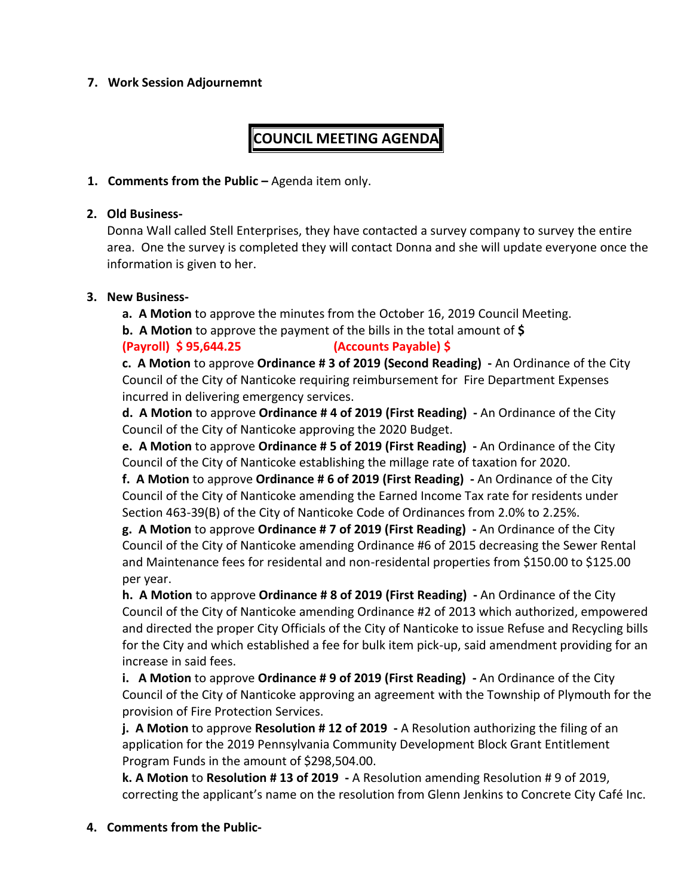7. **Work Session Adjournemnt**

# COUNCIL MEETING AGENDA

1. **Comments from the Public –** Agenda item only.

2. **Old Business-**
   Donna Wall called Stell Enterprises, they have contacted a survey company to survey the entire area. One the survey is completed they will contact Donna and she will update everyone once the information is given to her.

3. **New Business-**
   **a. A Motion** to approve the minutes from the October 16, 2019 Council Meeting.
   **b. A Motion** to approve the payment of the bills in the total amount of **$**
   **(Payroll) $ 95,644.25** **(Accounts Payable) $**
   **c. A Motion** to approve **Ordinance # 3 of 2019 (Second Reading) -** An Ordinance of the City Council of the City of Nanticoke requiring reimbursement for Fire Department Expenses incurred in delivering emergency services.
   **d. A Motion** to approve **Ordinance # 4 of 2019 (First Reading) -** An Ordinance of the City Council of the City of Nanticoke approving the 2020 Budget.
   **e. A Motion** to approve **Ordinance # 5 of 2019 (First Reading) -** An Ordinance of the City Council of the City of Nanticoke establishing the millage rate of taxation for 2020.
   **f. A Motion** to approve **Ordinance # 6 of 2019 (First Reading) -** An Ordinance of the City Council of the City of Nanticoke amending the Earned Income Tax rate for residents under Section 463-39(B) of the City of Nanticoke Code of Ordinances from 2.0% to 2.25%.
   **g. A Motion** to approve **Ordinance # 7 of 2019 (First Reading) -** An Ordinance of the City Council of the City of Nanticoke amending Ordinance #6 of 2015 decreasing the Sewer Rental and Maintenance fees for residental and non-residental properties from $150.00 to $125.00 per year.
   **h. A Motion** to approve **Ordinance # 8 of 2019 (First Reading) -** An Ordinance of the City Council of the City of Nanticoke amending Ordinance #2 of 2013 which authorized, empowered and directed the proper City Officials of the City of Nanticoke to issue Refuse and Recycling bills for the City and which established a fee for bulk item pick-up, said amendment providing for an increase in said fees.
   **i. A Motion** to approve **Ordinance # 9 of 2019 (First Reading) -** An Ordinance of the City Council of the City of Nanticoke approving an agreement with the Township of Plymouth for the provision of Fire Protection Services.
   **j. A Motion** to approve **Resolution # 12 of 2019 -** A Resolution authorizing the filing of an application for the 2019 Pennsylvania Community Development Block Grant Entitlement Program Funds in the amount of $298,504.00.
   **k. A Motion** to **Resolution # 13 of 2019 -** A Resolution amending Resolution # 9 of 2019, correcting the applicant's name on the resolution from Glenn Jenkins to Concrete City Café Inc.

4. **Comments from the Public-**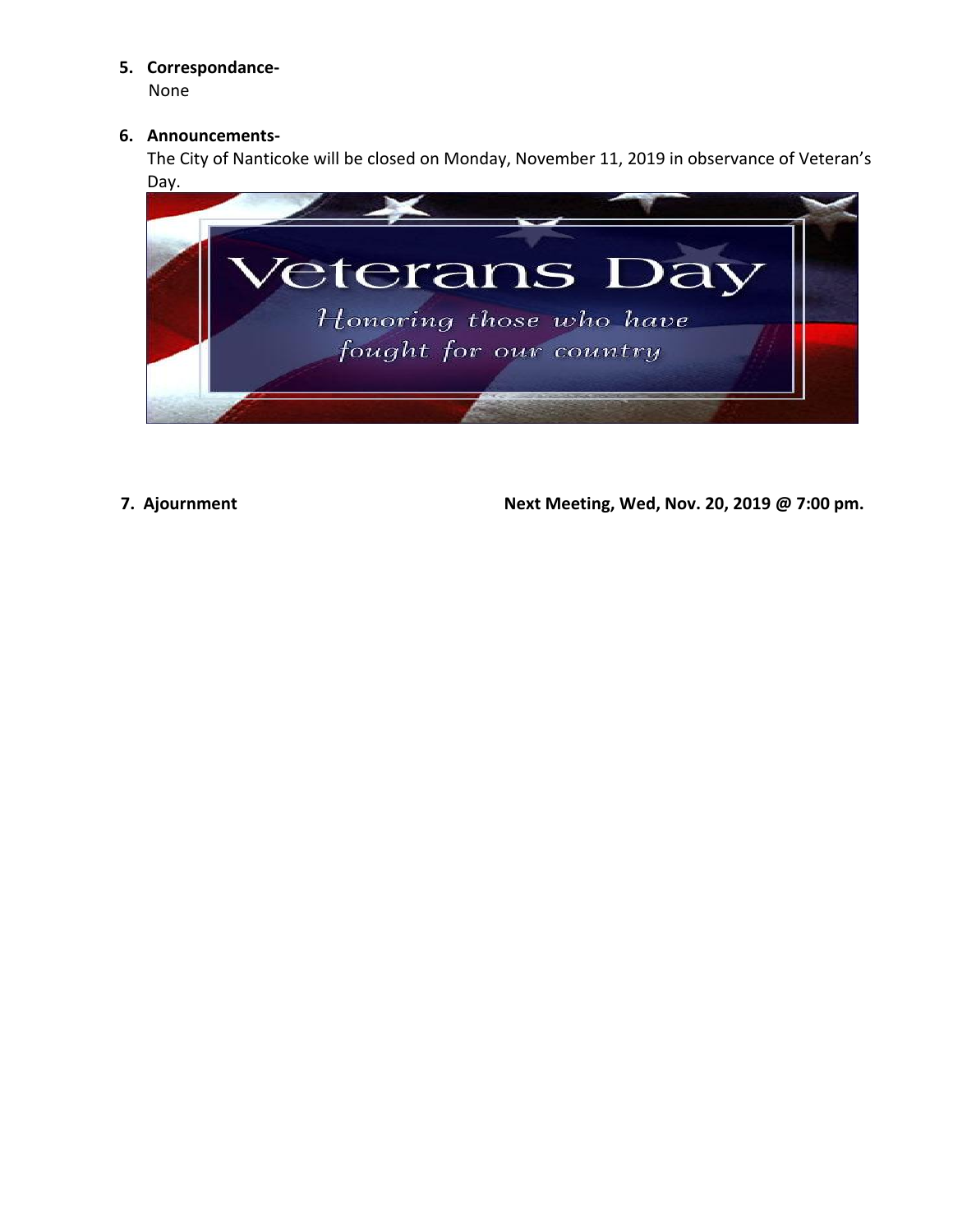**5. Correspondance-**

None

**6. Announcements-**

The City of Nanticoke will be closed on Monday, November 11, 2019 in observance of Veteran's Day.

Veterans Day

*Honoring those who have fought for our country*

**7. Ajournment** **Next Meeting, Wed, Nov. 20, 2019 @ 7:00 pm.**